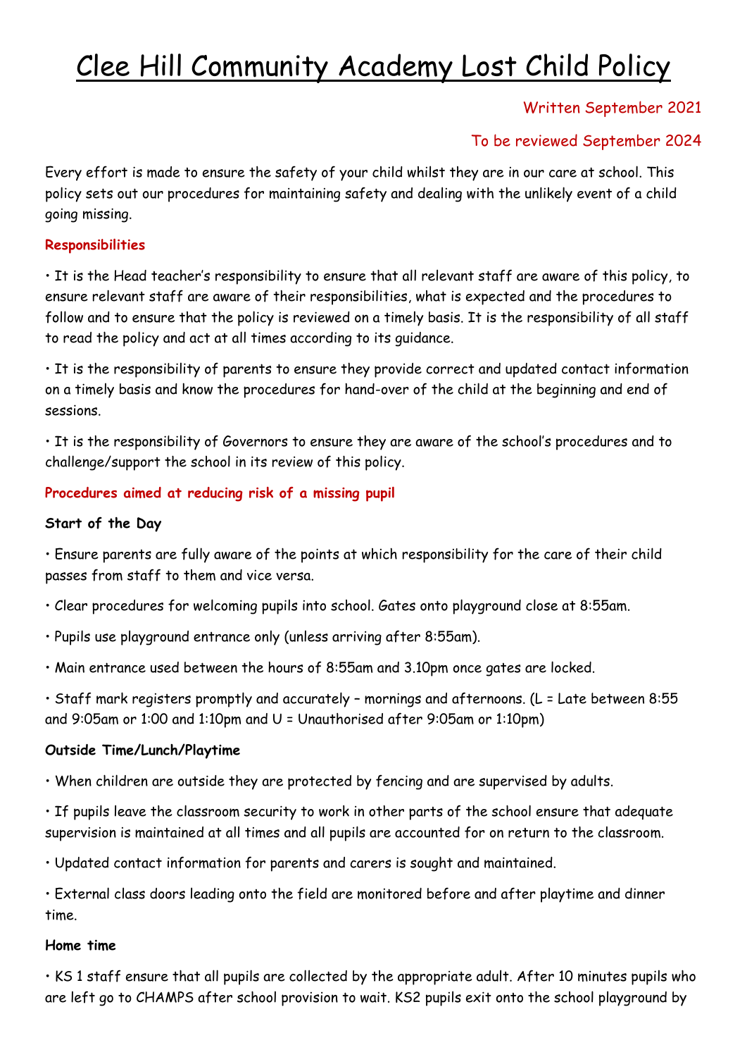# Clee Hill Community Academy Lost Child Policy

Written September 2021

To be reviewed September 2024

Every effort is made to ensure the safety of your child whilst they are in our care at school. This policy sets out our procedures for maintaining safety and dealing with the unlikely event of a child going missing.

### Responsibilities

- It is the Head teacher's responsibility to ensure that all relevant staff are aware of this policy, to ensure relevant staff are aware of their responsibilities, what is expected and the procedures to follow and to ensure that the policy is reviewed on a timely basis. It is the responsibility of all staff to read the policy and act at all times according to its guidance.
- It is the responsibility of parents to ensure they provide correct and updated contact information on a timely basis and know the procedures for hand-over of the child at the beginning and end of sessions.
- It is the responsibility of Governors to ensure they are aware of the school's procedures and to challenge/support the school in its review of this policy.

### Procedures aimed at reducing risk of a missing pupil

**Start of the Day**

- Ensure parents are fully aware of the points at which responsibility for the care of their child passes from staff to them and vice versa.
- Clear procedures for welcoming pupils into school. Gates onto playground close at 8:55am.
- Pupils use playground entrance only (unless arriving after 8:55am).
- Main entrance used between the hours of 8:55am and 3.10pm once gates are locked.
- Staff mark registers promptly and accurately – mornings and afternoons. (L = Late between 8:55 and 9:05am or 1:00 and 1:10pm and U = Unauthorised after 9:05am or 1:10pm)

**Outside Time/Lunch/Playtime**

- When children are outside they are protected by fencing and are supervised by adults.
- If pupils leave the classroom security to work in other parts of the school ensure that adequate supervision is maintained at all times and all pupils are accounted for on return to the classroom.
- Updated contact information for parents and carers is sought and maintained.
- External class doors leading onto the field are monitored before and after playtime and dinner time.

**Home time**

- KS 1 staff ensure that all pupils are collected by the appropriate adult. After 10 minutes pupils who are left go to CHAMPS after school provision to wait. KS2 pupils exit onto the school playground by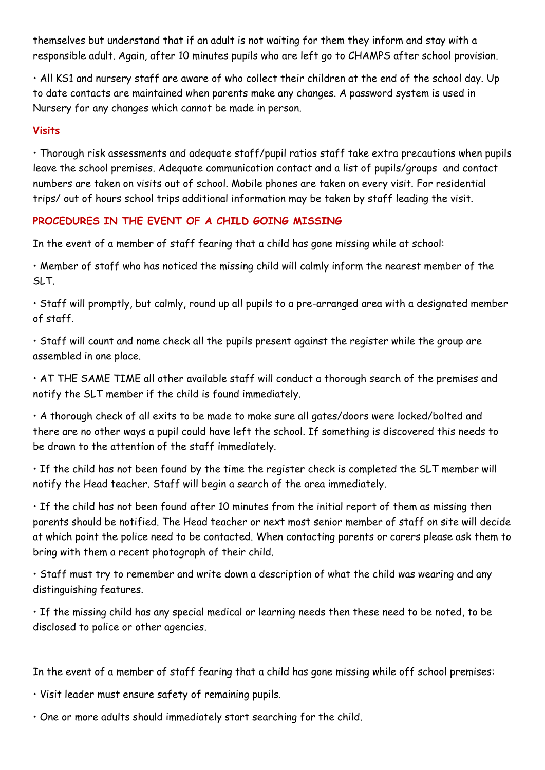themselves but understand that if an adult is not waiting for them they inform and stay with a responsible adult. Again, after 10 minutes pupils who are left go to CHAMPS after school provision.

- All KS1 and nursery staff are aware of who collect their children at the end of the school day. Up to date contacts are maintained when parents make any changes. A password system is used in Nursery for any changes which cannot be made in person.

## Visits

- Thorough risk assessments and adequate staff/pupil ratios staff take extra precautions when pupils leave the school premises. Adequate communication contact and a list of pupils/groups and contact numbers are taken on visits out of school. Mobile phones are taken on every visit. For residential trips/ out of hours school trips additional information may be taken by staff leading the visit.

## PROCEDURES IN THE EVENT OF A CHILD GOING MISSING

In the event of a member of staff fearing that a child has gone missing while at school:

- Member of staff who has noticed the missing child will calmly inform the nearest member of the SLT.
- Staff will promptly, but calmly, round up all pupils to a pre-arranged area with a designated member of staff.
- Staff will count and name check all the pupils present against the register while the group are assembled in one place.
- AT THE SAME TIME all other available staff will conduct a thorough search of the premises and notify the SLT member if the child is found immediately.
- A thorough check of all exits to be made to make sure all gates/doors were locked/bolted and there are no other ways a pupil could have left the school. If something is discovered this needs to be drawn to the attention of the staff immediately.
- If the child has not been found by the time the register check is completed the SLT member will notify the Head teacher. Staff will begin a search of the area immediately.
- If the child has not been found after 10 minutes from the initial report of them as missing then parents should be notified. The Head teacher or next most senior member of staff on site will decide at which point the police need to be contacted. When contacting parents or carers please ask them to bring with them a recent photograph of their child.
- Staff must try to remember and write down a description of what the child was wearing and any distinguishing features.
- If the missing child has any special medical or learning needs then these need to be noted, to be disclosed to police or other agencies.

In the event of a member of staff fearing that a child has gone missing while off school premises:

- Visit leader must ensure safety of remaining pupils.
- One or more adults should immediately start searching for the child.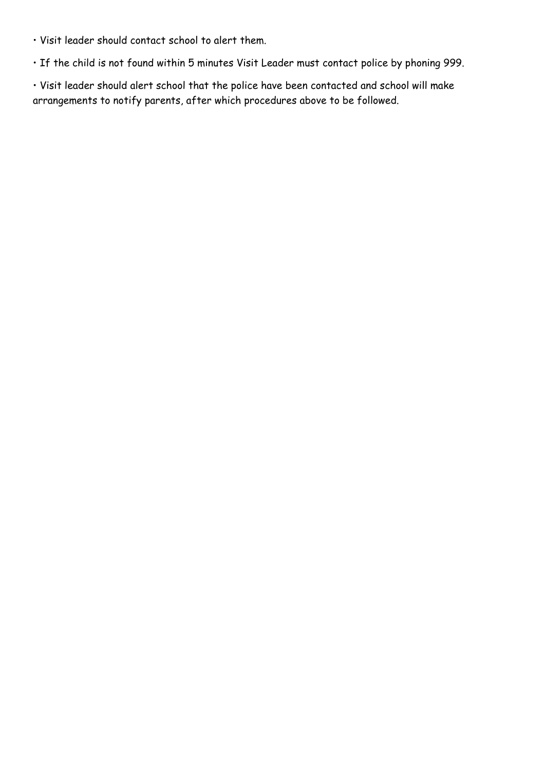- Visit leader should contact school to alert them.
- If the child is not found within 5 minutes Visit Leader must contact police by phoning 999.
- Visit leader should alert school that the police have been contacted and school will make arrangements to notify parents, after which procedures above to be followed.